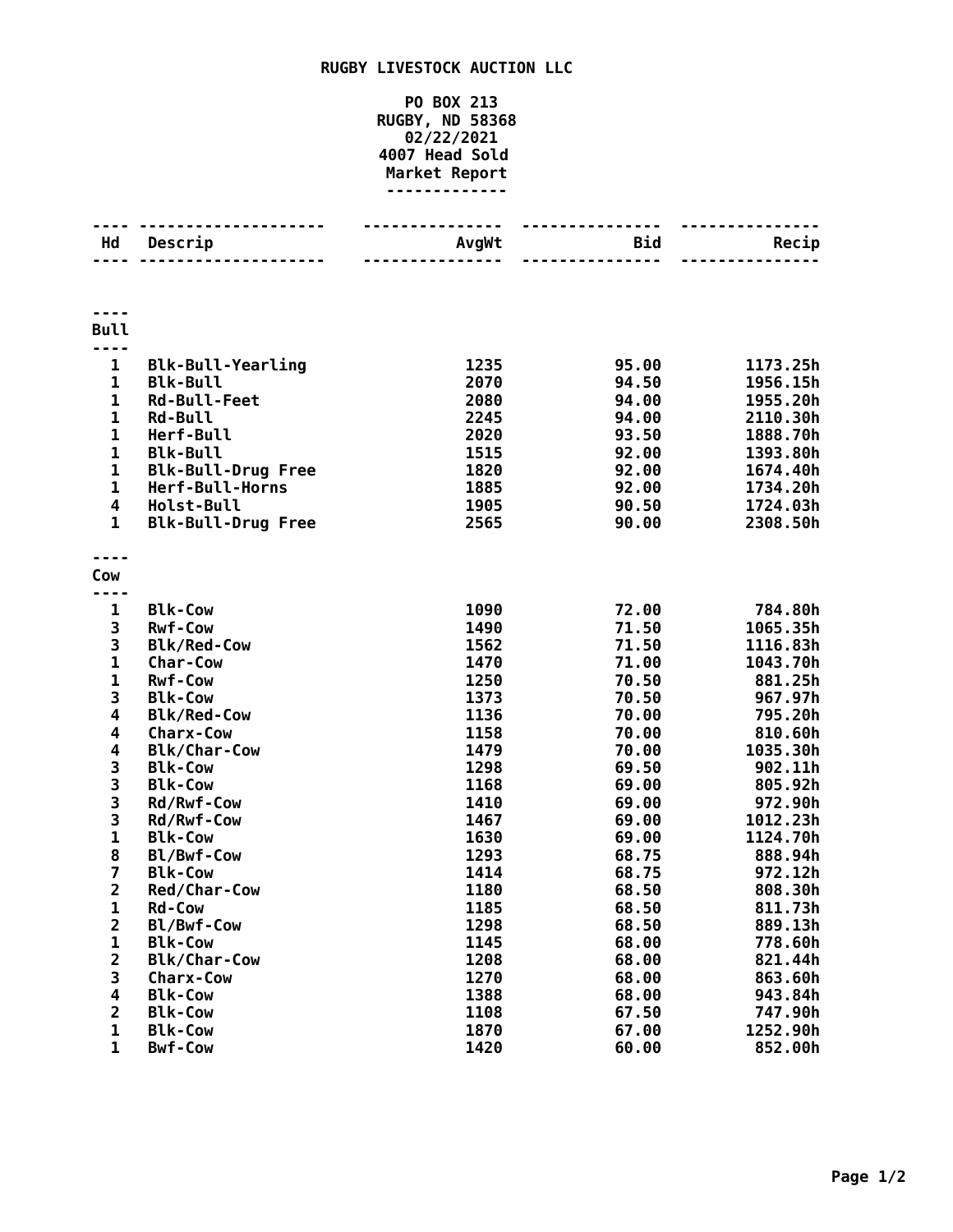# RUGBY LIVESTOCK AUCTION LLC

PO BOX 213
RUGBY, ND 58368
02/22/2021
4007 Head Sold
Market Report

| Hd | Descrip | AvgWt | Bid | Recip |
|---|---|---|---|---|
| **Bull** | | | | |
| 1 | Blk-Bull-Yearling | 1235 | 95.00 | 1173.25h |
| 1 | Blk-Bull | 2070 | 94.50 | 1956.15h |
| 1 | Rd-Bull-Feet | 2080 | 94.00 | 1955.20h |
| 1 | Rd-Bull | 2245 | 94.00 | 2110.30h |
| 1 | Herf-Bull | 2020 | 93.50 | 1888.70h |
| 1 | Blk-Bull | 1515 | 92.00 | 1393.80h |
| 1 | Blk-Bull-Drug Free | 1820 | 92.00 | 1674.40h |
| 1 | Herf-Bull-Horns | 1885 | 92.00 | 1734.20h |
| 4 | Holst-Bull | 1905 | 90.50 | 1724.03h |
| 1 | Blk-Bull-Drug Free | 2565 | 90.00 | 2308.50h |
| **Cow** | | | | |
| 1 | Blk-Cow | 1090 | 72.00 | 784.80h |
| 3 | Rwf-Cow | 1490 | 71.50 | 1065.35h |
| 3 | Blk/Red-Cow | 1562 | 71.50 | 1116.83h |
| 1 | Char-Cow | 1470 | 71.00 | 1043.70h |
| 1 | Rwf-Cow | 1250 | 70.50 | 881.25h |
| 3 | Blk-Cow | 1373 | 70.50 | 967.97h |
| 4 | Blk/Red-Cow | 1136 | 70.00 | 795.20h |
| 4 | Charx-Cow | 1158 | 70.00 | 810.60h |
| 4 | Blk/Char-Cow | 1479 | 70.00 | 1035.30h |
| 3 | Blk-Cow | 1298 | 69.50 | 902.11h |
| 3 | Blk-Cow | 1168 | 69.00 | 805.92h |
| 3 | Rd/Rwf-Cow | 1410 | 69.00 | 972.90h |
| 3 | Rd/Rwf-Cow | 1467 | 69.00 | 1012.23h |
| 1 | Blk-Cow | 1630 | 69.00 | 1124.70h |
| 8 | Bl/Bwf-Cow | 1293 | 68.75 | 888.94h |
| 7 | Blk-Cow | 1414 | 68.75 | 972.12h |
| 2 | Red/Char-Cow | 1180 | 68.50 | 808.30h |
| 1 | Rd-Cow | 1185 | 68.50 | 811.73h |
| 2 | Bl/Bwf-Cow | 1298 | 68.50 | 889.13h |
| 1 | Blk-Cow | 1145 | 68.00 | 778.60h |
| 2 | Blk/Char-Cow | 1208 | 68.00 | 821.44h |
| 3 | Charx-Cow | 1270 | 68.00 | 863.60h |
| 4 | Blk-Cow | 1388 | 68.00 | 943.84h |
| 2 | Blk-Cow | 1108 | 67.50 | 747.90h |
| 1 | Blk-Cow | 1870 | 67.00 | 1252.90h |
| 1 | Bwf-Cow | 1420 | 60.00 | 852.00h |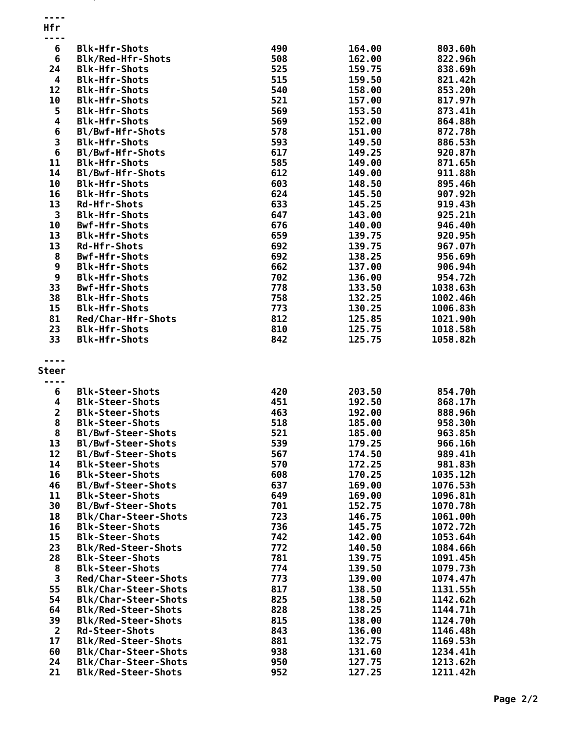----
Hfr
----

| | | | | |
|---|---|---|---|---|
| 6 | Blk-Hfr-Shots | 490 | 164.00 | 803.60h |
| 6 | Blk/Red-Hfr-Shots | 508 | 162.00 | 822.96h |
| 24 | Blk-Hfr-Shots | 525 | 159.75 | 838.69h |
| 4 | Blk-Hfr-Shots | 515 | 159.50 | 821.42h |
| 12 | Blk-Hfr-Shots | 540 | 158.00 | 853.20h |
| 10 | Blk-Hfr-Shots | 521 | 157.00 | 817.97h |
| 5 | Blk-Hfr-Shots | 569 | 153.50 | 873.41h |
| 4 | Blk-Hfr-Shots | 569 | 152.00 | 864.88h |
| 6 | Bl/Bwf-Hfr-Shots | 578 | 151.00 | 872.78h |
| 3 | Blk-Hfr-Shots | 593 | 149.50 | 886.53h |
| 6 | Bl/Bwf-Hfr-Shots | 617 | 149.25 | 920.87h |
| 11 | Blk-Hfr-Shots | 585 | 149.00 | 871.65h |
| 14 | Bl/Bwf-Hfr-Shots | 612 | 149.00 | 911.88h |
| 10 | Blk-Hfr-Shots | 603 | 148.50 | 895.46h |
| 16 | Blk-Hfr-Shots | 624 | 145.50 | 907.92h |
| 13 | Rd-Hfr-Shots | 633 | 145.25 | 919.43h |
| 3 | Blk-Hfr-Shots | 647 | 143.00 | 925.21h |
| 10 | Bwf-Hfr-Shots | 676 | 140.00 | 946.40h |
| 13 | Blk-Hfr-Shots | 659 | 139.75 | 920.95h |
| 13 | Rd-Hfr-Shots | 692 | 139.75 | 967.07h |
| 8 | Bwf-Hfr-Shots | 692 | 138.25 | 956.69h |
| 9 | Blk-Hfr-Shots | 662 | 137.00 | 906.94h |
| 9 | Blk-Hfr-Shots | 702 | 136.00 | 954.72h |
| 33 | Bwf-Hfr-Shots | 778 | 133.50 | 1038.63h |
| 38 | Blk-Hfr-Shots | 758 | 132.25 | 1002.46h |
| 15 | Blk-Hfr-Shots | 773 | 130.25 | 1006.83h |
| 81 | Red/Char-Hfr-Shots | 812 | 125.85 | 1021.90h |
| 23 | Blk-Hfr-Shots | 810 | 125.75 | 1018.58h |
| 33 | Blk-Hfr-Shots | 842 | 125.75 | 1058.82h |

----
Steer
----

| | | | | |
|---|---|---|---|---|
| 6 | Blk-Steer-Shots | 420 | 203.50 | 854.70h |
| 4 | Blk-Steer-Shots | 451 | 192.50 | 868.17h |
| 2 | Blk-Steer-Shots | 463 | 192.00 | 888.96h |
| 8 | Blk-Steer-Shots | 518 | 185.00 | 958.30h |
| 8 | Bl/Bwf-Steer-Shots | 521 | 185.00 | 963.85h |
| 13 | Bl/Bwf-Steer-Shots | 539 | 179.25 | 966.16h |
| 12 | Bl/Bwf-Steer-Shots | 567 | 174.50 | 989.41h |
| 14 | Blk-Steer-Shots | 570 | 172.25 | 981.83h |
| 16 | Blk-Steer-Shots | 608 | 170.25 | 1035.12h |
| 46 | Bl/Bwf-Steer-Shots | 637 | 169.00 | 1076.53h |
| 11 | Blk-Steer-Shots | 649 | 169.00 | 1096.81h |
| 30 | Bl/Bwf-Steer-Shots | 701 | 152.75 | 1070.78h |
| 18 | Blk/Char-Steer-Shots | 723 | 146.75 | 1061.00h |
| 16 | Blk-Steer-Shots | 736 | 145.75 | 1072.72h |
| 15 | Blk-Steer-Shots | 742 | 142.00 | 1053.64h |
| 23 | Blk/Red-Steer-Shots | 772 | 140.50 | 1084.66h |
| 28 | Blk-Steer-Shots | 781 | 139.75 | 1091.45h |
| 8 | Blk-Steer-Shots | 774 | 139.50 | 1079.73h |
| 3 | Red/Char-Steer-Shots | 773 | 139.00 | 1074.47h |
| 55 | Blk/Char-Steer-Shots | 817 | 138.50 | 1131.55h |
| 54 | Blk/Char-Steer-Shots | 825 | 138.50 | 1142.62h |
| 64 | Blk/Red-Steer-Shots | 828 | 138.25 | 1144.71h |
| 39 | Blk/Red-Steer-Shots | 815 | 138.00 | 1124.70h |
| 2 | Rd-Steer-Shots | 843 | 136.00 | 1146.48h |
| 17 | Blk/Red-Steer-Shots | 881 | 132.75 | 1169.53h |
| 60 | Blk/Char-Steer-Shots | 938 | 131.60 | 1234.41h |
| 24 | Blk/Char-Steer-Shots | 950 | 127.75 | 1213.62h |
| 21 | Blk/Red-Steer-Shots | 952 | 127.25 | 1211.42h |